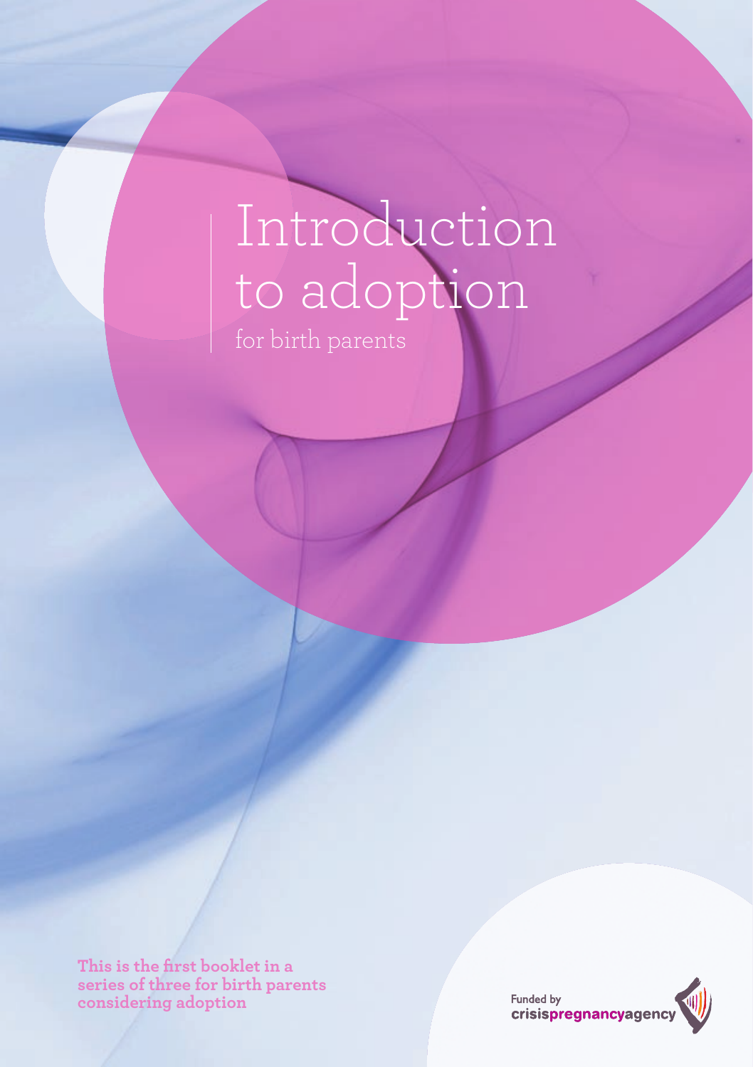# Introduction to adoption

for birth parents

**This is the first booklet in a series of three for birth parents considering adoption**

Funded by crisispregnancyagency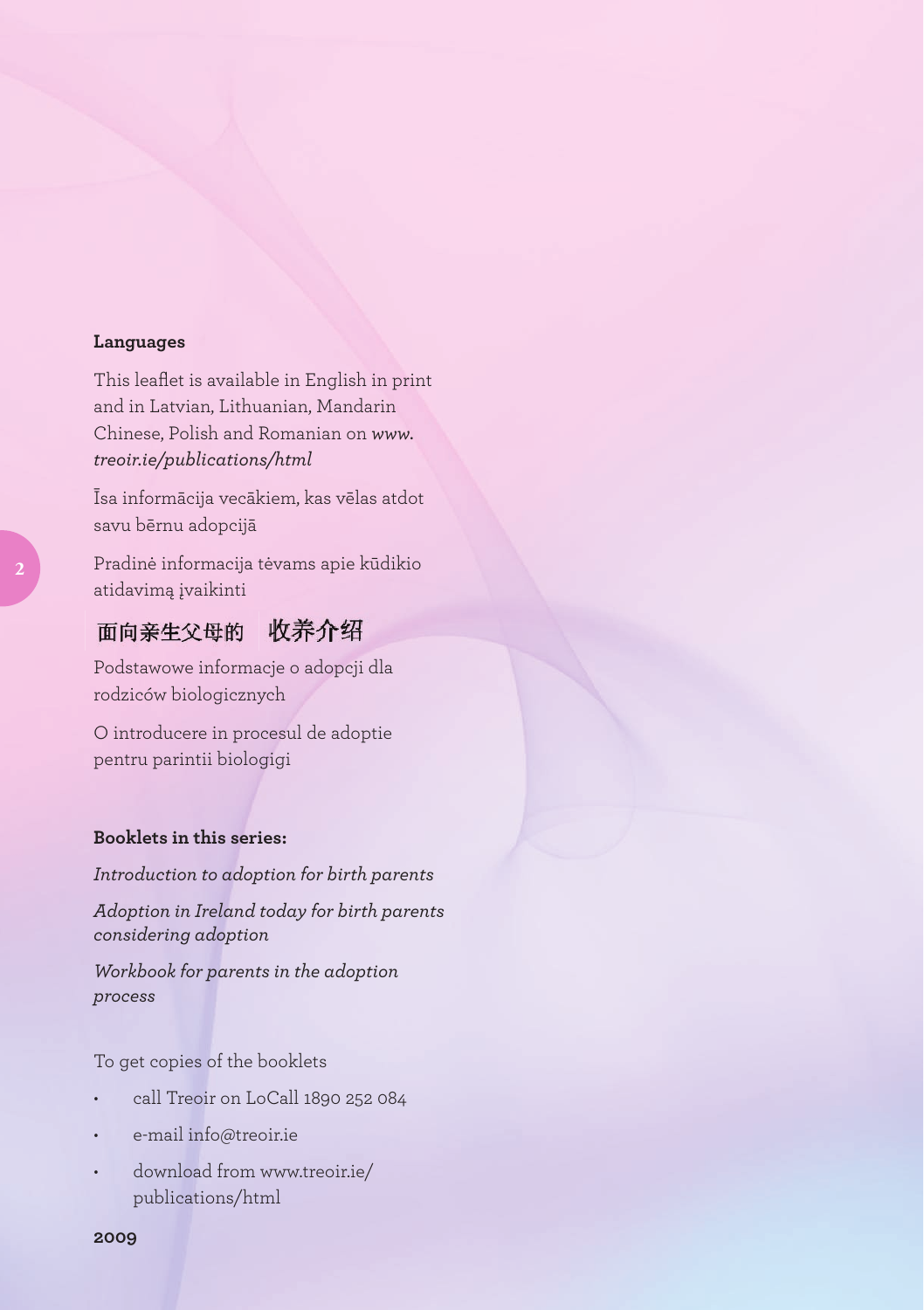**Languages**

This leaflet is available in English in print and in Latvian, Lithuanian, Mandarin Chinese, Polish and Romanian on *www.treoir.ie/publications/html*

Īsa informācija vecākiem, kas vēlas atdot savu bērnu adopcijā

Pradinė informacija tėvams apie kūdikio atidavimą įvaikinti

面向亲生父母的 收养介绍

Podstawowe informacje o adopcji dla rodziców biologicznych

O introducere in procesul de adoptie pentru parintii biologigi

**Booklets in this series:**

*Introduction to adoption for birth parents*

*Adoption in Ireland today for birth parents considering adoption*

*Workbook for parents in the adoption process*

To get copies of the booklets

- call Treoir on LoCall 1890 252 084
- e-mail info@treoir.ie
- download from www.treoir.ie/publications/html

**2009**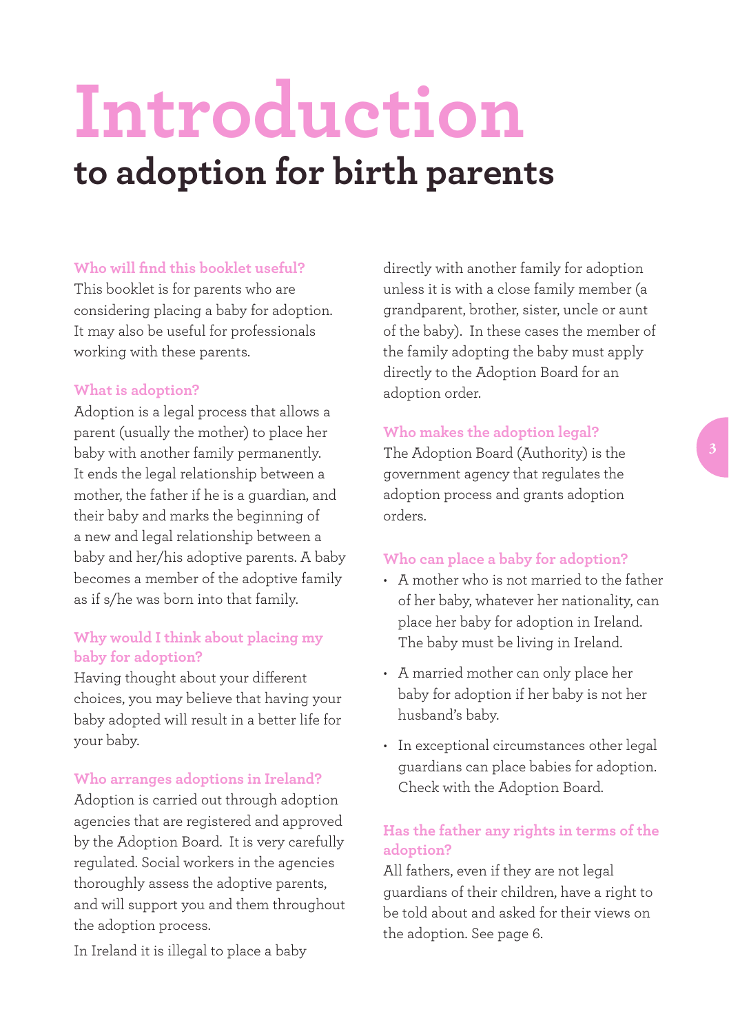# Introduction

## to adoption for birth parents

### Who will find this booklet useful?

This booklet is for parents who are considering placing a baby for adoption. It may also be useful for professionals working with these parents.

### What is adoption?

Adoption is a legal process that allows a parent (usually the mother) to place her baby with another family permanently. It ends the legal relationship between a mother, the father if he is a guardian, and their baby and marks the beginning of a new and legal relationship between a baby and her/his adoptive parents. A baby becomes a member of the adoptive family as if s/he was born into that family.

### Why would I think about placing my baby for adoption?

Having thought about your different choices, you may believe that having your baby adopted will result in a better life for your baby.

### Who arranges adoptions in Ireland?

Adoption is carried out through adoption agencies that are registered and approved by the Adoption Board. It is very carefully regulated. Social workers in the agencies thoroughly assess the adoptive parents, and will support you and them throughout the adoption process.

In Ireland it is illegal to place a baby directly with another family for adoption unless it is with a close family member (a grandparent, brother, sister, uncle or aunt of the baby). In these cases the member of the family adopting the baby must apply directly to the Adoption Board for an adoption order.

### Who makes the adoption legal?

The Adoption Board (Authority) is the government agency that regulates the adoption process and grants adoption orders.

### Who can place a baby for adoption?

- A mother who is not married to the father of her baby, whatever her nationality, can place her baby for adoption in Ireland. The baby must be living in Ireland.
- A married mother can only place her baby for adoption if her baby is not her husband's baby.
- In exceptional circumstances other legal guardians can place babies for adoption. Check with the Adoption Board.

### Has the father any rights in terms of the adoption?

All fathers, even if they are not legal guardians of their children, have a right to be told about and asked for their views on the adoption. See page 6.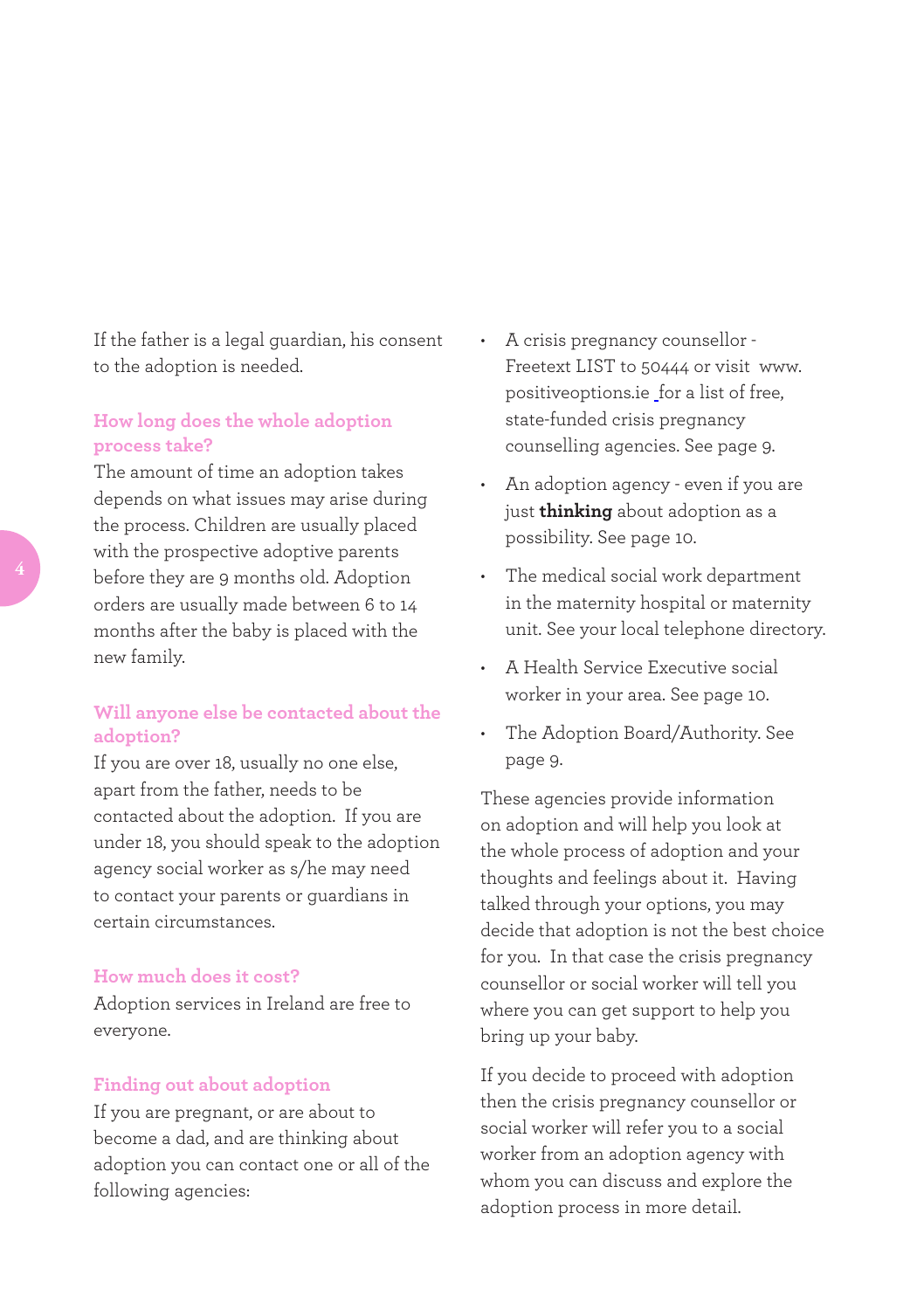If the father is a legal guardian, his consent to the adoption is needed.

## How long does the whole adoption process take?

The amount of time an adoption takes depends on what issues may arise during the process. Children are usually placed with the prospective adoptive parents before they are 9 months old. Adoption orders are usually made between 6 to 14 months after the baby is placed with the new family.

## Will anyone else be contacted about the adoption?

If you are over 18, usually no one else, apart from the father, needs to be contacted about the adoption. If you are under 18, you should speak to the adoption agency social worker as s/he may need to contact your parents or guardians in certain circumstances.

## How much does it cost?

Adoption services in Ireland are free to everyone.

## Finding out about adoption

If you are pregnant, or are about to become a dad, and are thinking about adoption you can contact one or all of the following agencies:

- A crisis pregnancy counsellor - Freetext LIST to 50444 or visit www.positiveoptions.ie for a list of free, state-funded crisis pregnancy counselling agencies. See page 9.
- An adoption agency - even if you are just **thinking** about adoption as a possibility. See page 10.
- The medical social work department in the maternity hospital or maternity unit. See your local telephone directory.
- A Health Service Executive social worker in your area. See page 10.
- The Adoption Board/Authority. See page 9.

These agencies provide information on adoption and will help you look at the whole process of adoption and your thoughts and feelings about it. Having talked through your options, you may decide that adoption is not the best choice for you. In that case the crisis pregnancy counsellor or social worker will tell you where you can get support to help you bring up your baby.

If you decide to proceed with adoption then the crisis pregnancy counsellor or social worker will refer you to a social worker from an adoption agency with whom you can discuss and explore the adoption process in more detail.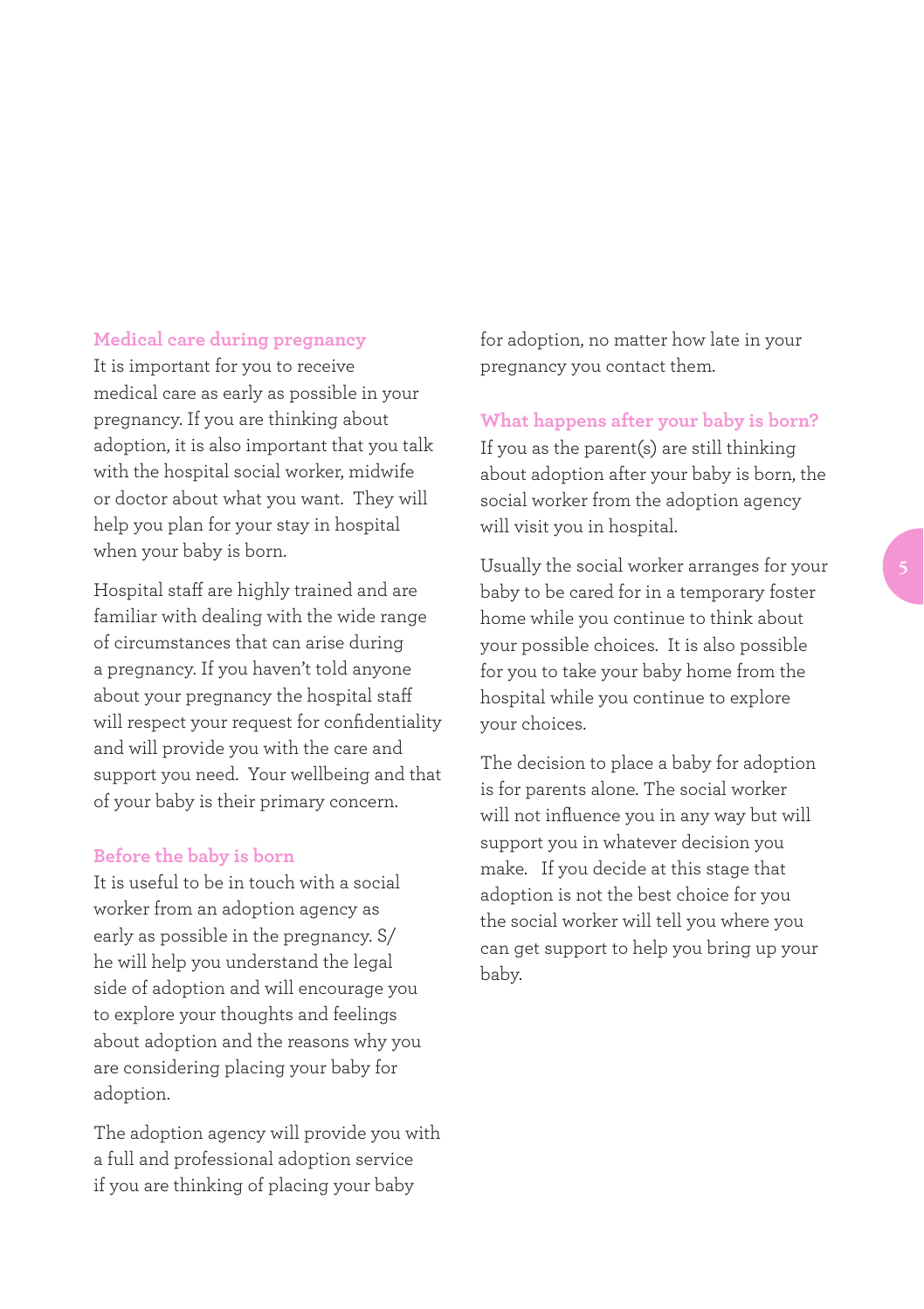## Medical care during pregnancy

It is important for you to receive medical care as early as possible in your pregnancy. If you are thinking about adoption, it is also important that you talk with the hospital social worker, midwife or doctor about what you want. They will help you plan for your stay in hospital when your baby is born.

Hospital staff are highly trained and are familiar with dealing with the wide range of circumstances that can arise during a pregnancy. If you haven't told anyone about your pregnancy the hospital staff will respect your request for confidentiality and will provide you with the care and support you need. Your wellbeing and that of your baby is their primary concern.

## Before the baby is born

It is useful to be in touch with a social worker from an adoption agency as early as possible in the pregnancy. S/he will help you understand the legal side of adoption and will encourage you to explore your thoughts and feelings about adoption and the reasons why you are considering placing your baby for adoption.

The adoption agency will provide you with a full and professional adoption service if you are thinking of placing your baby for adoption, no matter how late in your pregnancy you contact them.

## What happens after your baby is born?

If you as the parent(s) are still thinking about adoption after your baby is born, the social worker from the adoption agency will visit you in hospital.

Usually the social worker arranges for your baby to be cared for in a temporary foster home while you continue to think about your possible choices. It is also possible for you to take your baby home from the hospital while you continue to explore your choices.

The decision to place a baby for adoption is for parents alone. The social worker will not influence you in any way but will support you in whatever decision you make. If you decide at this stage that adoption is not the best choice for you the social worker will tell you where you can get support to help you bring up your baby.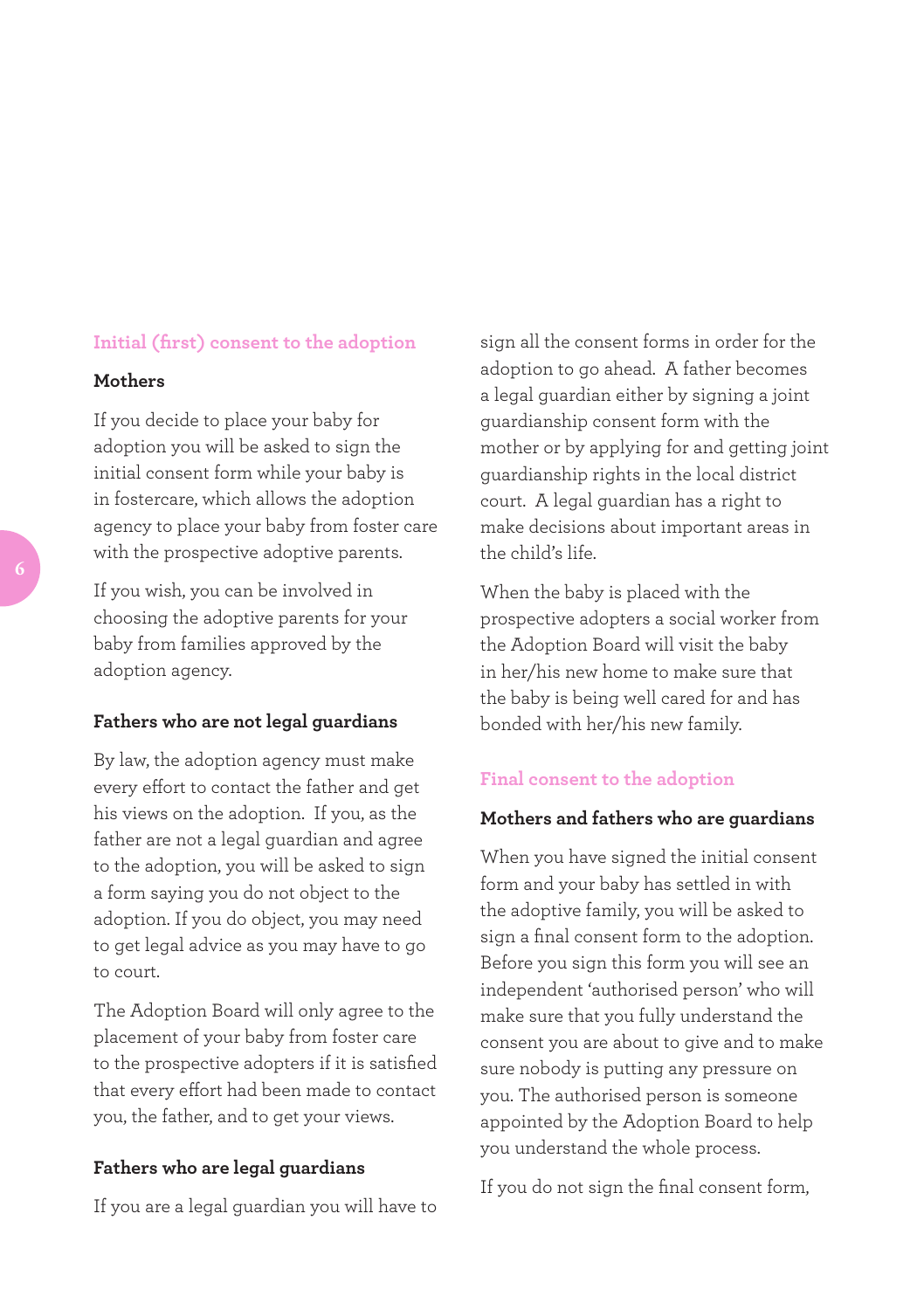## Initial (first) consent to the adoption

### Mothers

If you decide to place your baby for adoption you will be asked to sign the initial consent form while your baby is in fostercare, which allows the adoption agency to place your baby from foster care with the prospective adoptive parents.

If you wish, you can be involved in choosing the adoptive parents for your baby from families approved by the adoption agency.

### Fathers who are not legal guardians

By law, the adoption agency must make every effort to contact the father and get his views on the adoption. If you, as the father are not a legal guardian and agree to the adoption, you will be asked to sign a form saying you do not object to the adoption. If you do object, you may need to get legal advice as you may have to go to court.

The Adoption Board will only agree to the placement of your baby from foster care to the prospective adopters if it is satisfied that every effort had been made to contact you, the father, and to get your views.

### Fathers who are legal guardians

If you are a legal guardian you will have to sign all the consent forms in order for the adoption to go ahead. A father becomes a legal guardian either by signing a joint guardianship consent form with the mother or by applying for and getting joint guardianship rights in the local district court. A legal guardian has a right to make decisions about important areas in the child's life.

When the baby is placed with the prospective adopters a social worker from the Adoption Board will visit the baby in her/his new home to make sure that the baby is being well cared for and has bonded with her/his new family.

## Final consent to the adoption

### Mothers and fathers who are guardians

When you have signed the initial consent form and your baby has settled in with the adoptive family, you will be asked to sign a final consent form to the adoption. Before you sign this form you will see an independent 'authorised person' who will make sure that you fully understand the consent you are about to give and to make sure nobody is putting any pressure on you. The authorised person is someone appointed by the Adoption Board to help you understand the whole process.

If you do not sign the final consent form,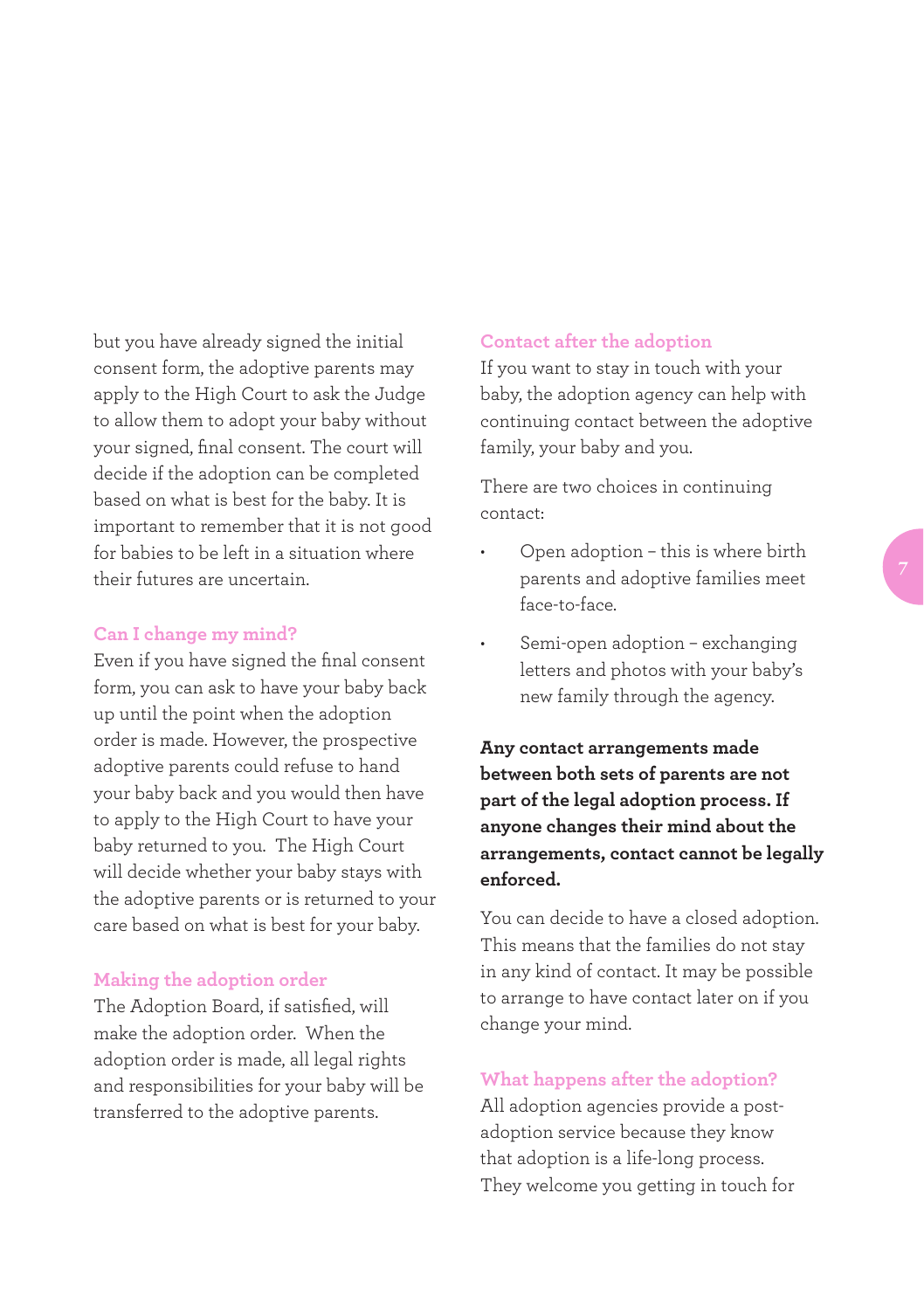but you have already signed the initial consent form, the adoptive parents may apply to the High Court to ask the Judge to allow them to adopt your baby without your signed, final consent. The court will decide if the adoption can be completed based on what is best for the baby. It is important to remember that it is not good for babies to be left in a situation where their futures are uncertain.

### Can I change my mind?

Even if you have signed the final consent form, you can ask to have your baby back up until the point when the adoption order is made. However, the prospective adoptive parents could refuse to hand your baby back and you would then have to apply to the High Court to have your baby returned to you. The High Court will decide whether your baby stays with the adoptive parents or is returned to your care based on what is best for your baby.

### Making the adoption order

The Adoption Board, if satisfied, will make the adoption order. When the adoption order is made, all legal rights and responsibilities for your baby will be transferred to the adoptive parents.

### Contact after the adoption

If you want to stay in touch with your baby, the adoption agency can help with continuing contact between the adoptive family, your baby and you.

There are two choices in continuing contact:

- Open adoption – this is where birth parents and adoptive families meet face-to-face.
- Semi-open adoption – exchanging letters and photos with your baby's new family through the agency.

**Any contact arrangements made between both sets of parents are not part of the legal adoption process. If anyone changes their mind about the arrangements, contact cannot be legally enforced.**

You can decide to have a closed adoption. This means that the families do not stay in any kind of contact. It may be possible to arrange to have contact later on if you change your mind.

### What happens after the adoption?

All adoption agencies provide a post-adoption service because they know that adoption is a life-long process. They welcome you getting in touch for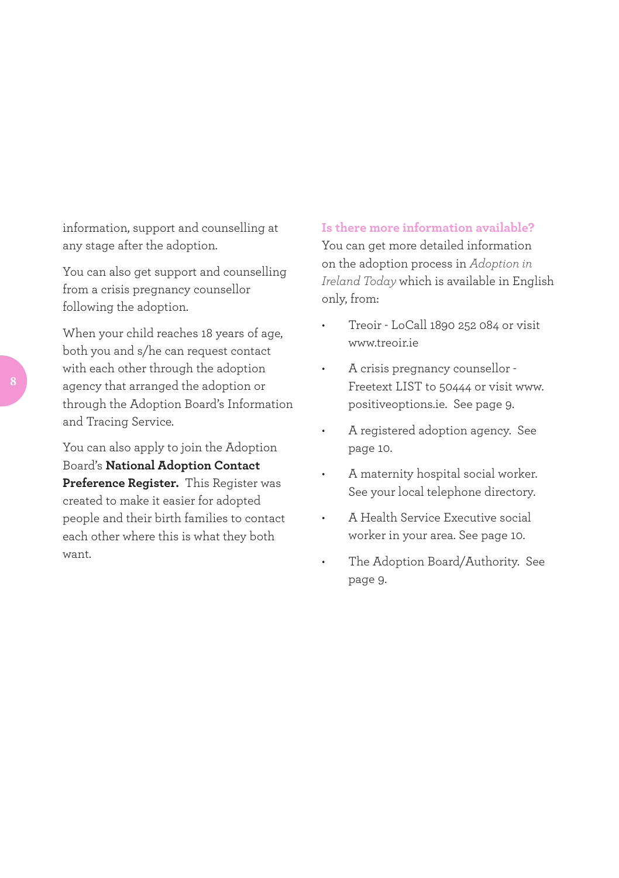information, support and counselling at any stage after the adoption.

You can also get support and counselling from a crisis pregnancy counsellor following the adoption.

When your child reaches 18 years of age, both you and s/he can request contact with each other through the adoption agency that arranged the adoption or through the Adoption Board's Information and Tracing Service.

You can also apply to join the Adoption Board's **National Adoption Contact Preference Register.** This Register was created to make it easier for adopted people and their birth families to contact each other where this is what they both want.

## Is there more information available?

You can get more detailed information on the adoption process in *Adoption in Ireland Today* which is available in English only, from:

- Treoir - LoCall 1890 252 084 or visit www.treoir.ie
- A crisis pregnancy counsellor - Freetext LIST to 50444 or visit www.positiveoptions.ie. See page 9.
- A registered adoption agency. See page 10.
- A maternity hospital social worker. See your local telephone directory.
- A Health Service Executive social worker in your area. See page 10.
- The Adoption Board/Authority. See page 9.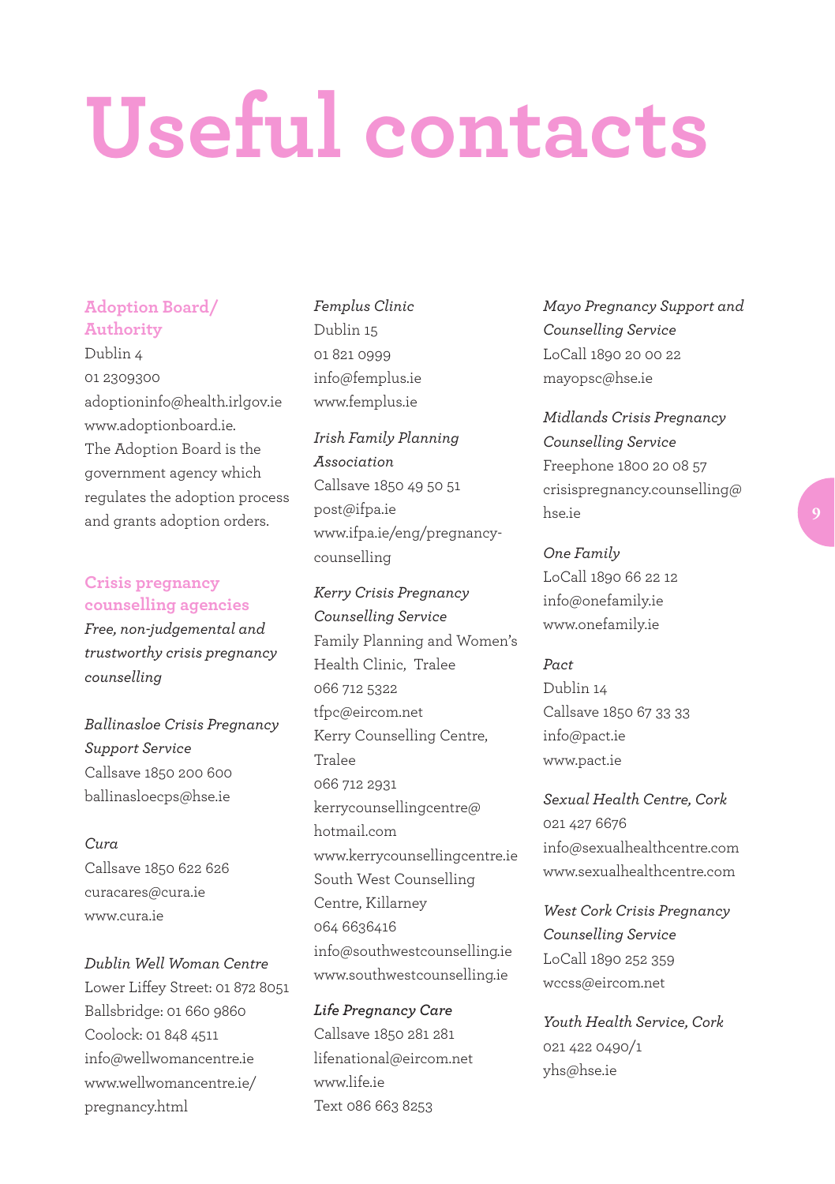# Useful contacts

## Adoption Board/ Authority

Dublin 4
01 2309300
adoptioninfo@health.irlgov.ie
www.adoptionboard.ie.
The Adoption Board is the government agency which regulates the adoption process and grants adoption orders.

## Crisis pregnancy counselling agencies

*Free, non-judgemental and trustworthy crisis pregnancy counselling*

*Ballinasloe Crisis Pregnancy Support Service*
Callsave 1850 200 600
ballinasloecps@hse.ie

*Cura*
Callsave 1850 622 626
curacares@cura.ie
www.cura.ie

*Dublin Well Woman Centre*
Lower Liffey Street: 01 872 8051
Ballsbridge: 01 660 9860
Coolock: 01 848 4511
info@wellwomancentre.ie
www.wellwomancentre.ie/pregnancy.html

*Femplus Clinic*
Dublin 15
01 821 0999
info@femplus.ie
www.femplus.ie

*Irish Family Planning Association*
Callsave 1850 49 50 51
post@ifpa.ie
www.ifpa.ie/eng/pregnancy-counselling

*Kerry Crisis Pregnancy Counselling Service*
Family Planning and Women's Health Clinic, Tralee
066 712 5322
tfpc@eircom.net
Kerry Counselling Centre, Tralee
066 712 2931
kerrycounsellingcentre@hotmail.com
www.kerrycounsellingcentre.ie
South West Counselling Centre, Killarney
064 6636416
info@southwestcounselling.ie
www.southwestcounselling.ie

*Life Pregnancy Care*
Callsave 1850 281 281
lifenational@eircom.net
www.life.ie
Text 086 663 8253

*Mayo Pregnancy Support and Counselling Service*
LoCall 1890 20 00 22
mayopsc@hse.ie

*Midlands Crisis Pregnancy Counselling Service*
Freephone 1800 20 08 57
crisispregnancy.counselling@hse.ie

*One Family*
LoCall 1890 66 22 12
info@onefamily.ie
www.onefamily.ie

*Pact*
Dublin 14
Callsave 1850 67 33 33
info@pact.ie
www.pact.ie

*Sexual Health Centre, Cork*
021 427 6676
info@sexualhealthcentre.com
www.sexualhealthcentre.com

*West Cork Crisis Pregnancy Counselling Service*
LoCall 1890 252 359
wccss@eircom.net

*Youth Health Service, Cork*
021 422 0490/1
yhs@hse.ie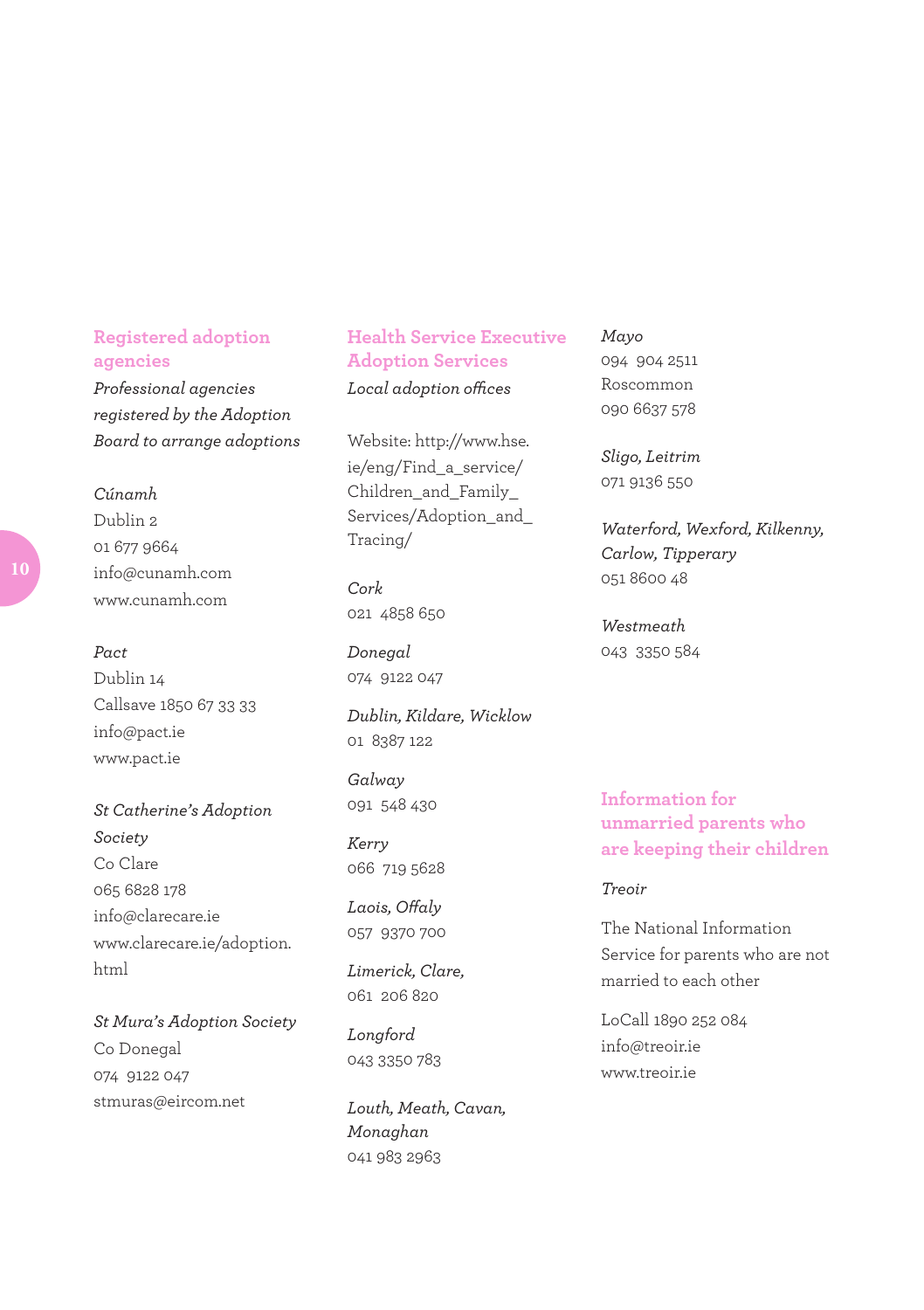## Registered adoption agencies

*Professional agencies registered by the Adoption Board to arrange adoptions*

*Cúnamh*
Dublin 2
01 677 9664
info@cunamh.com
www.cunamh.com

*Pact*
Dublin 14
Callsave 1850 67 33 33
info@pact.ie
www.pact.ie

*St Catherine's Adoption Society*
Co Clare
065 6828 178
info@clarecare.ie
www.clarecare.ie/adoption.html

*St Mura's Adoption Society*
Co Donegal
074 9122 047
stmuras@eircom.net

## Health Service Executive Adoption Services

*Local adoption offices*

Website: http://www.hse.ie/eng/Find_a_service/Children_and_Family_Services/Adoption_and_Tracing/

*Cork*
021 4858 650

*Donegal*
074 9122 047

*Dublin, Kildare, Wicklow*
01 8387 122

*Galway*
091 548 430

*Kerry*
066 719 5628

*Laois, Offaly*
057 9370 700

*Limerick, Clare,*
061 206 820

*Longford*
043 3350 783

*Louth, Meath, Cavan, Monaghan*
041 983 2963

*Mayo*
094 904 2511
Roscommon
090 6637 578

*Sligo, Leitrim*
071 9136 550

*Waterford, Wexford, Kilkenny, Carlow, Tipperary*
051 8600 48

*Westmeath*
043 3350 584

## Information for unmarried parents who are keeping their children

*Treoir*

The National Information Service for parents who are not married to each other

LoCall 1890 252 084
info@treoir.ie
www.treoir.ie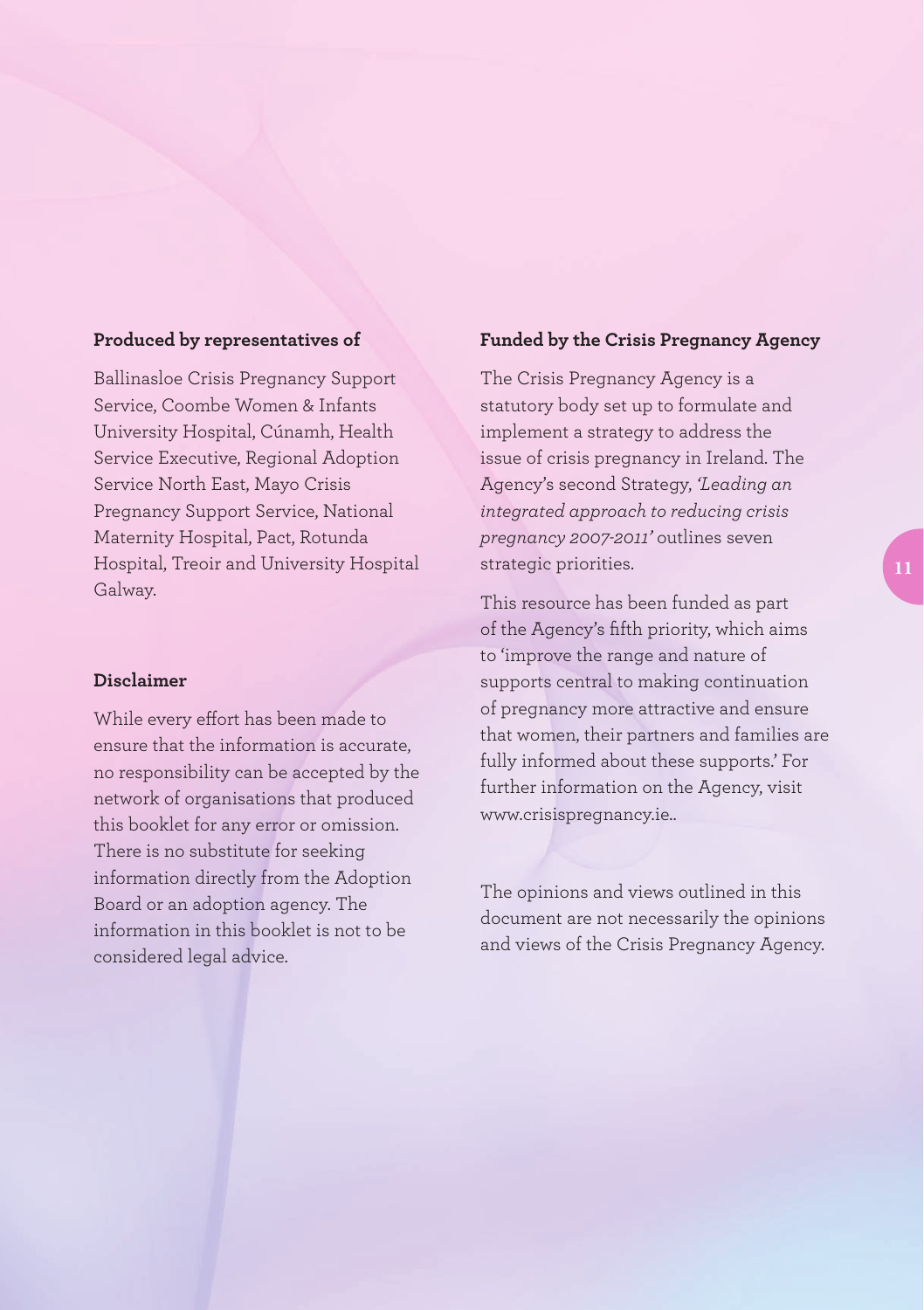### Produced by representatives of

Ballinasloe Crisis Pregnancy Support Service, Coombe Women & Infants University Hospital, Cúnamh, Health Service Executive, Regional Adoption Service North East, Mayo Crisis Pregnancy Support Service, National Maternity Hospital, Pact, Rotunda Hospital, Treoir and University Hospital Galway.

### Disclaimer

While every effort has been made to ensure that the information is accurate, no responsibility can be accepted by the network of organisations that produced this booklet for any error or omission. There is no substitute for seeking information directly from the Adoption Board or an adoption agency. The information in this booklet is not to be considered legal advice.

### Funded by the Crisis Pregnancy Agency

The Crisis Pregnancy Agency is a statutory body set up to formulate and implement a strategy to address the issue of crisis pregnancy in Ireland. The Agency's second Strategy, *'Leading an integrated approach to reducing crisis pregnancy 2007-2011'* outlines seven strategic priorities.

This resource has been funded as part of the Agency's fifth priority, which aims to 'improve the range and nature of supports central to making continuation of pregnancy more attractive and ensure that women, their partners and families are fully informed about these supports.' For further information on the Agency, visit www.crisispregnancy.ie..

The opinions and views outlined in this document are not necessarily the opinions and views of the Crisis Pregnancy Agency.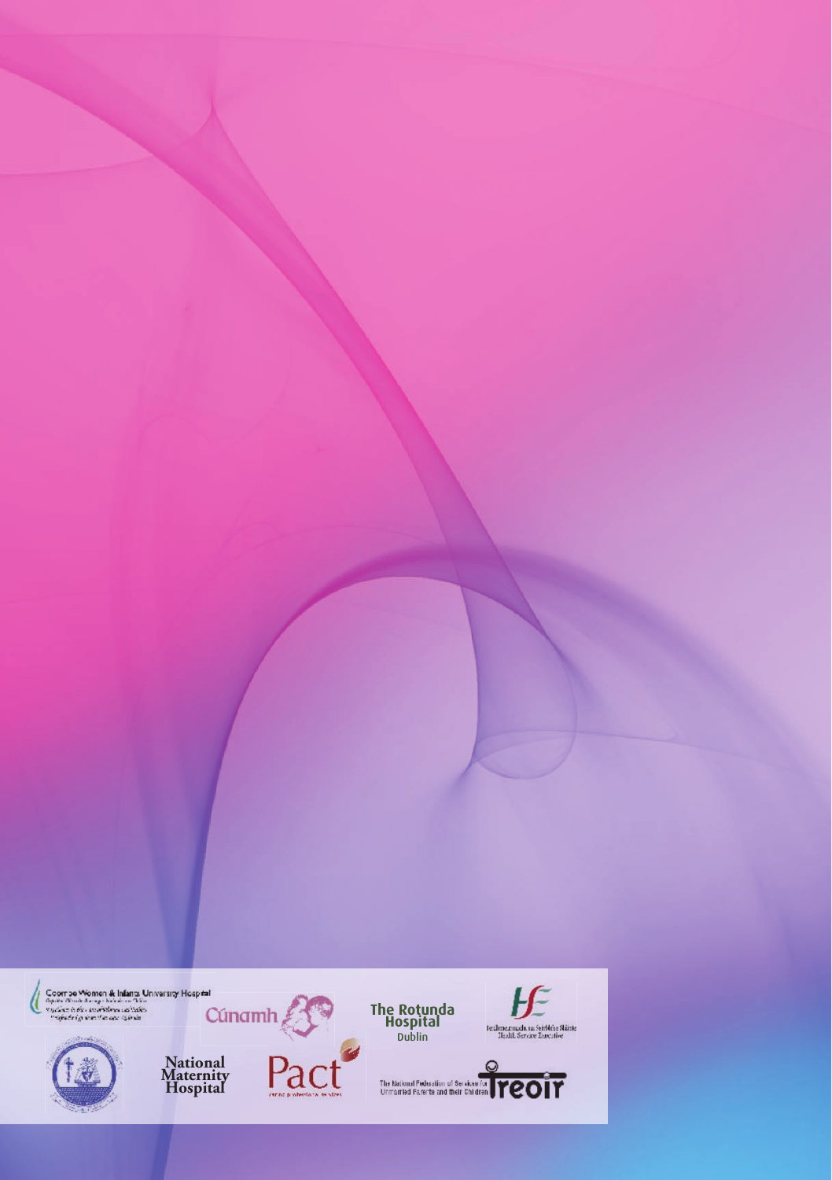Coombe Women & Infants University Hospital

Cúnamh

The Rotunda Hospital
Dublin

Feidhmeannacht na Seirbhíse Sláinte
Health Service Executive

National Maternity Hospital

Pact

The National Federation of Services for Unmarried Parents and their Children Treoir